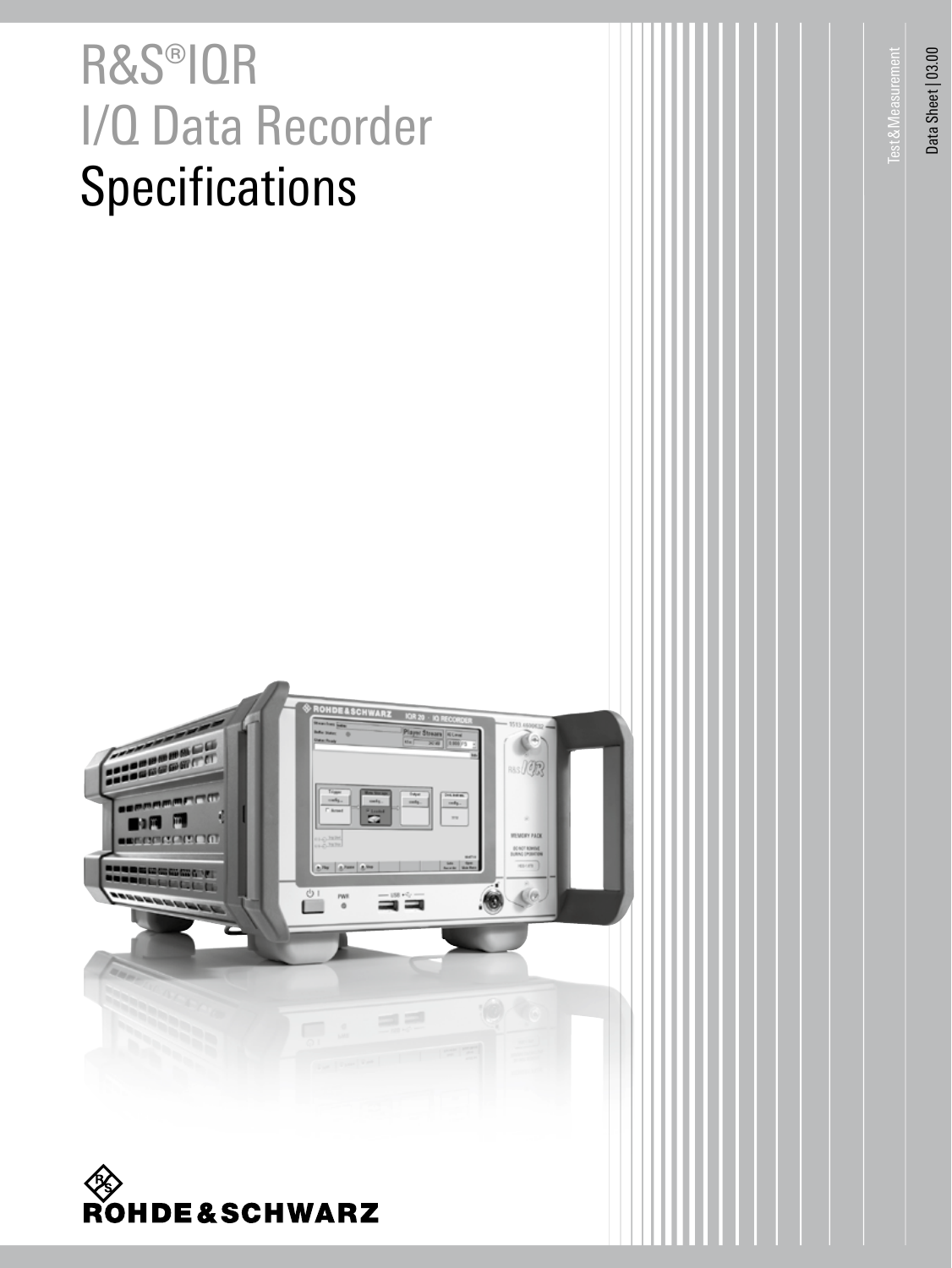# R&S®IQR I/Q Data Recorder Specifications

Test & Measurement

Data Sheet | 03.00

ROHDE&SCHWARZ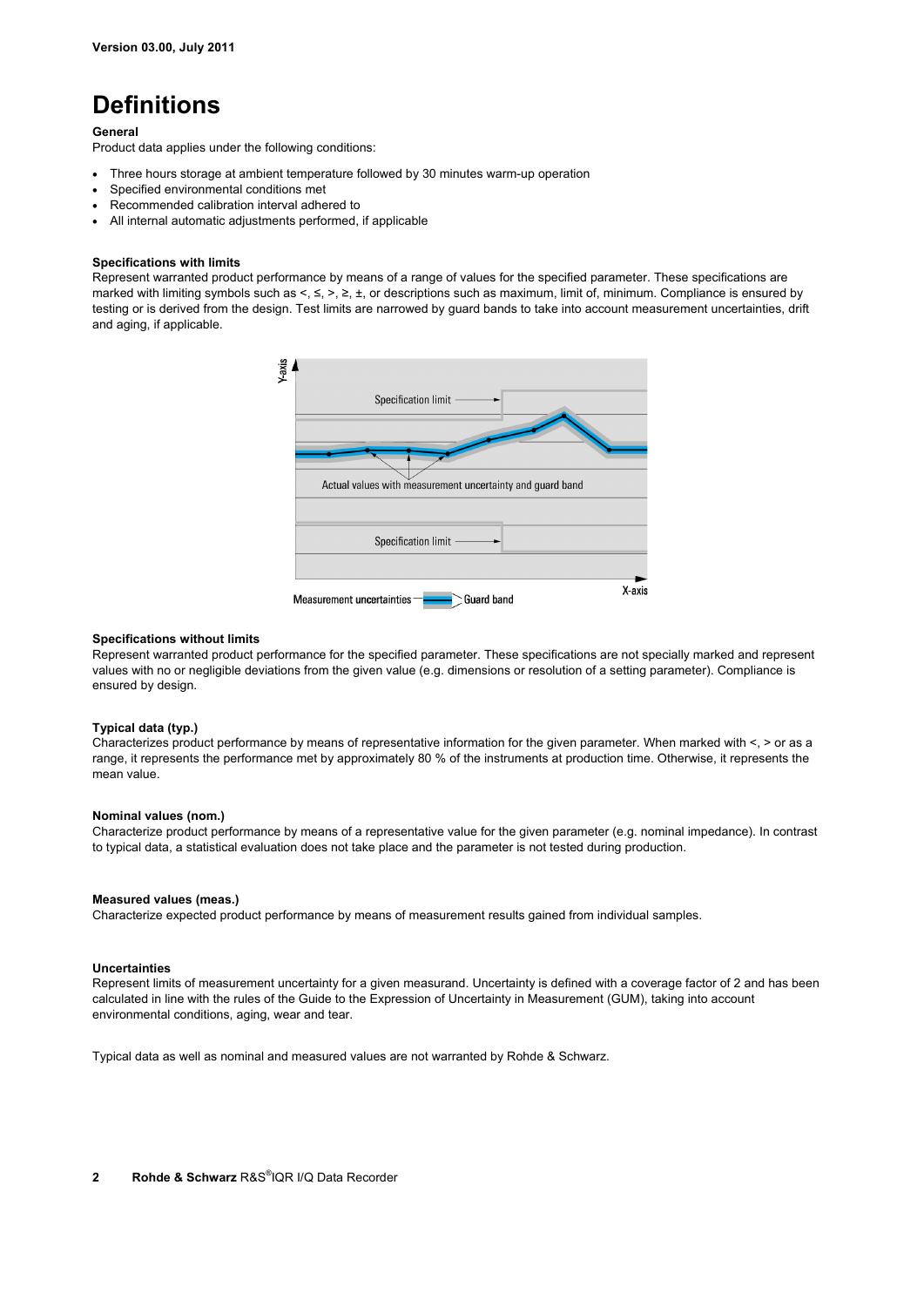# Definitions

**General**

Product data applies under the following conditions:

- Three hours storage at ambient temperature followed by 30 minutes warm-up operation
- Specified environmental conditions met
- Recommended calibration interval adhered to
- All internal automatic adjustments performed, if applicable

**Specifications with limits**

Represent warranted product performance by means of a range of values for the specified parameter. These specifications are marked with limiting symbols such as <, ≤, >, ≥, ±, or descriptions such as maximum, limit of, minimum. Compliance is ensured by testing or is derived from the design. Test limits are narrowed by guard bands to take into account measurement uncertainties, drift and aging, if applicable.

**Specifications without limits**

Represent warranted product performance for the specified parameter. These specifications are not specially marked and represent values with no or negligible deviations from the given value (e.g. dimensions or resolution of a setting parameter). Compliance is ensured by design.

**Typical data (typ.)**

Characterizes product performance by means of representative information for the given parameter. When marked with <, > or as a range, it represents the performance met by approximately 80 % of the instruments at production time. Otherwise, it represents the mean value.

**Nominal values (nom.)**

Characterize product performance by means of a representative value for the given parameter (e.g. nominal impedance). In contrast to typical data, a statistical evaluation does not take place and the parameter is not tested during production.

**Measured values (meas.)**

Characterize expected product performance by means of measurement results gained from individual samples.

**Uncertainties**

Represent limits of measurement uncertainty for a given measurand. Uncertainty is defined with a coverage factor of 2 and has been calculated in line with the rules of the Guide to the Expression of Uncertainty in Measurement (GUM), taking into account environmental conditions, aging, wear and tear.

Typical data as well as nominal and measured values are not warranted by Rohde & Schwarz.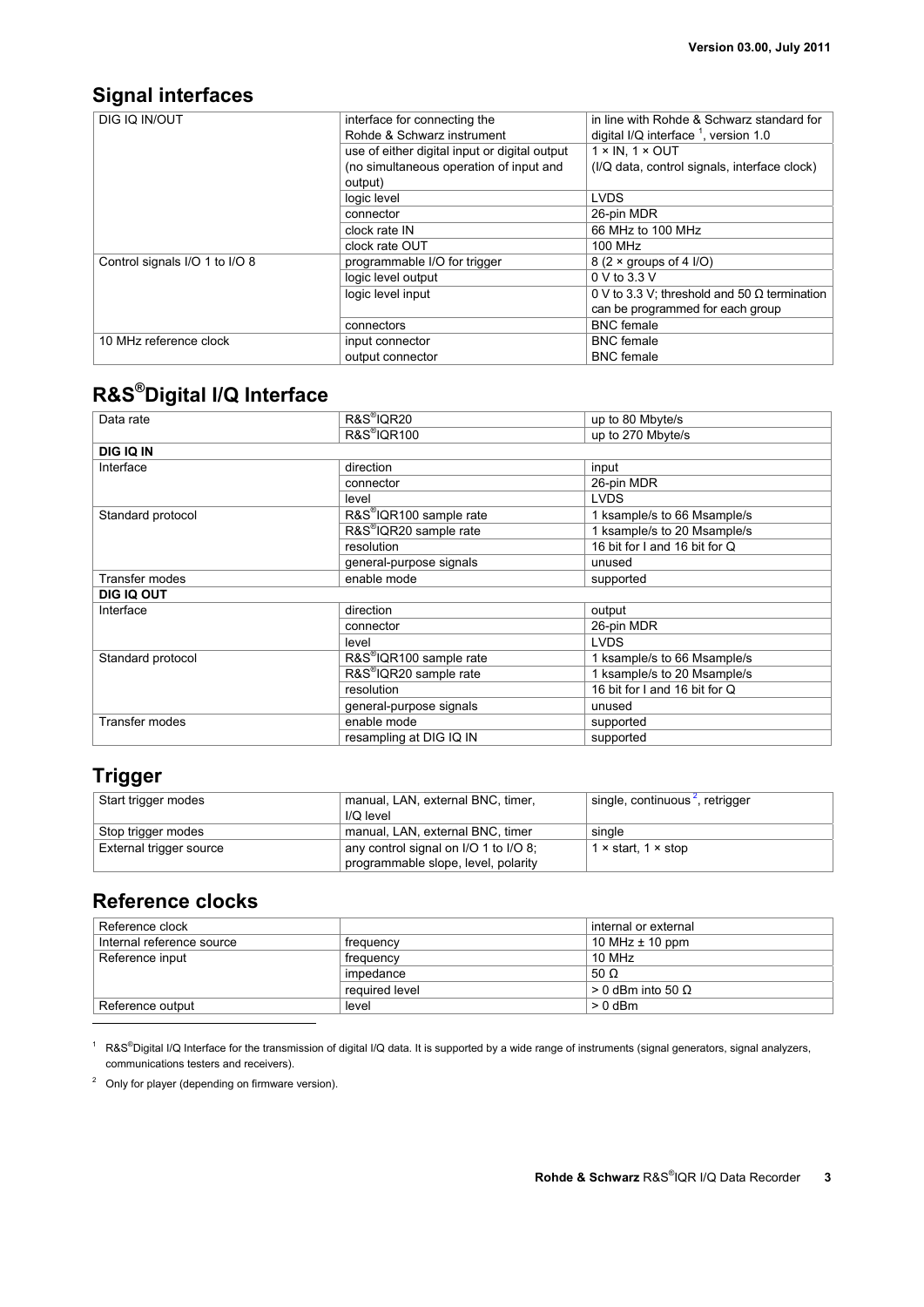## Signal interfaces

| | | |
|---|---|---|
| DIG IQ IN/OUT | interface for connecting the Rohde & Schwarz instrument | in line with Rohde & Schwarz standard for digital I/Q interface [1], version 1.0 |
| | use of either digital input or digital output (no simultaneous operation of input and output) | 1 × IN, 1 × OUT (I/Q data, control signals, interface clock) |
| | logic level | LVDS |
| | connector | 26-pin MDR |
| | clock rate IN | 66 MHz to 100 MHz |
| | clock rate OUT | 100 MHz |
| Control signals I/O 1 to I/O 8 | programmable I/O for trigger | 8 (2 × groups of 4 I/O) |
| | logic level output | 0 V to 3.3 V |
| | logic level input | 0 V to 3.3 V; threshold and 50 Ω termination can be programmed for each group |
| | connectors | BNC female |
| 10 MHz reference clock | input connector | BNC female |
| | output connector | BNC female |

## R&S®Digital I/Q Interface

| | | |
|---|---|---|
| Data rate | R&S®IQR20 | up to 80 Mbyte/s |
| | R&S®IQR100 | up to 270 Mbyte/s |
| **DIG IQ IN** | | |
| Interface | direction | input |
| | connector | 26-pin MDR |
| | level | LVDS |
| Standard protocol | R&S®IQR100 sample rate | 1 ksample/s to 66 Msample/s |
| | R&S®IQR20 sample rate | 1 ksample/s to 20 Msample/s |
| | resolution | 16 bit for I and 16 bit for Q |
| | general-purpose signals | unused |
| Transfer modes | enable mode | supported |
| **DIG IQ OUT** | | |
| Interface | direction | output |
| | connector | 26-pin MDR |
| | level | LVDS |
| Standard protocol | R&S®IQR100 sample rate | 1 ksample/s to 66 Msample/s |
| | R&S®IQR20 sample rate | 1 ksample/s to 20 Msample/s |
| | resolution | 16 bit for I and 16 bit for Q |
| | general-purpose signals | unused |
| Transfer modes | enable mode | supported |
| | resampling at DIG IQ IN | supported |

## Trigger

| | | |
|---|---|---|
| Start trigger modes | manual, LAN, external BNC, timer, I/Q level | single, continuous [2], retrigger |
| Stop trigger modes | manual, LAN, external BNC, timer | single |
| External trigger source | any control signal on I/O 1 to I/O 8; programmable slope, level, polarity | 1 × start, 1 × stop |

## Reference clocks

| | | |
|---|---|---|
| Reference clock | | internal or external |
| Internal reference source | frequency | 10 MHz ± 10 ppm |
| Reference input | frequency | 10 MHz |
| | impedance | 50 Ω |
| | required level | > 0 dBm into 50 Ω |
| Reference output | level | > 0 dBm |

[1] R&S®Digital I/Q Interface for the transmission of digital I/Q data. It is supported by a wide range of instruments (signal generators, signal analyzers, communications testers and receivers).

[2] Only for player (depending on firmware version).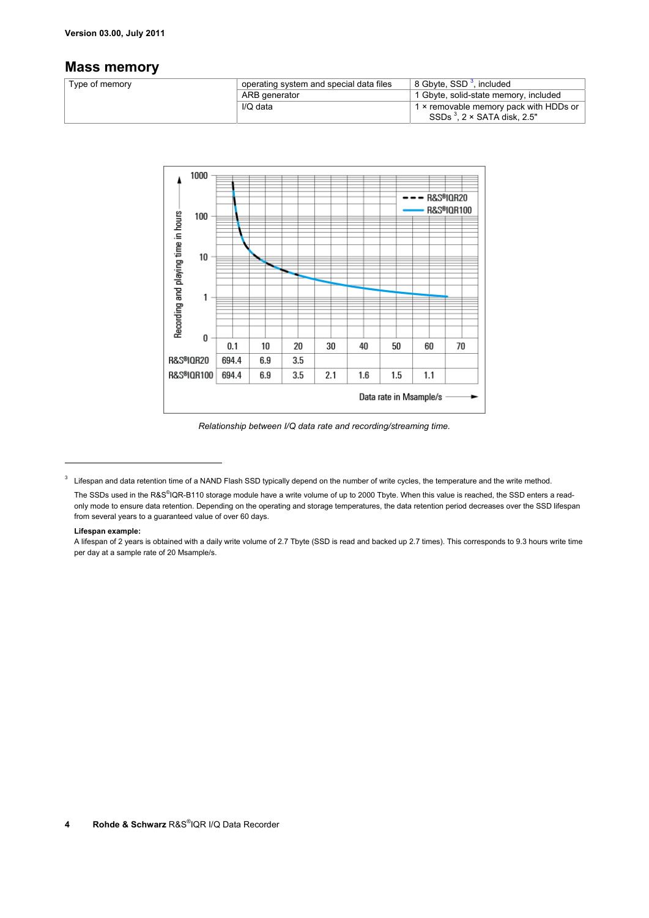## Mass memory

| Type of memory | operating system and special data files | 8 Gbyte, SSD [3], included |
|---|---|---|
| | ARB generator | 1 Gbyte, solid-state memory, included |
| | I/Q data | 1 × removable memory pack with HDDs or SSDs [3], 2 × SATA disk, 2.5" |

| | 0.1 | 10 | 20 | 30 | 40 | 50 | 60 | 70 |
|---|---|---|---|---|---|---|---|---|
| R&S®IQR20 | 694.4 | 6.9 | 3.5 | | | | | |
| R&S®IQR100 | 694.4 | 6.9 | 3.5 | 2.1 | 1.6 | 1.5 | 1.1 | |

*Relationship between I/Q data rate and recording/streaming time.*

---

[3] Lifespan and data retention time of a NAND Flash SSD typically depend on the number of write cycles, the temperature and the write method.

The SSDs used in the R&S®IQR-B110 storage module have a write volume of up to 2000 Tbyte. When this value is reached, the SSD enters a read-only mode to ensure data retention. Depending on the operating and storage temperatures, the data retention period decreases over the SSD lifespan from several years to a guaranteed value of over 60 days.

**Lifespan example:**

A lifespan of 2 years is obtained with a daily write volume of 2.7 Tbyte (SSD is read and backed up 2.7 times). This corresponds to 9.3 hours write time per day at a sample rate of 20 Msample/s.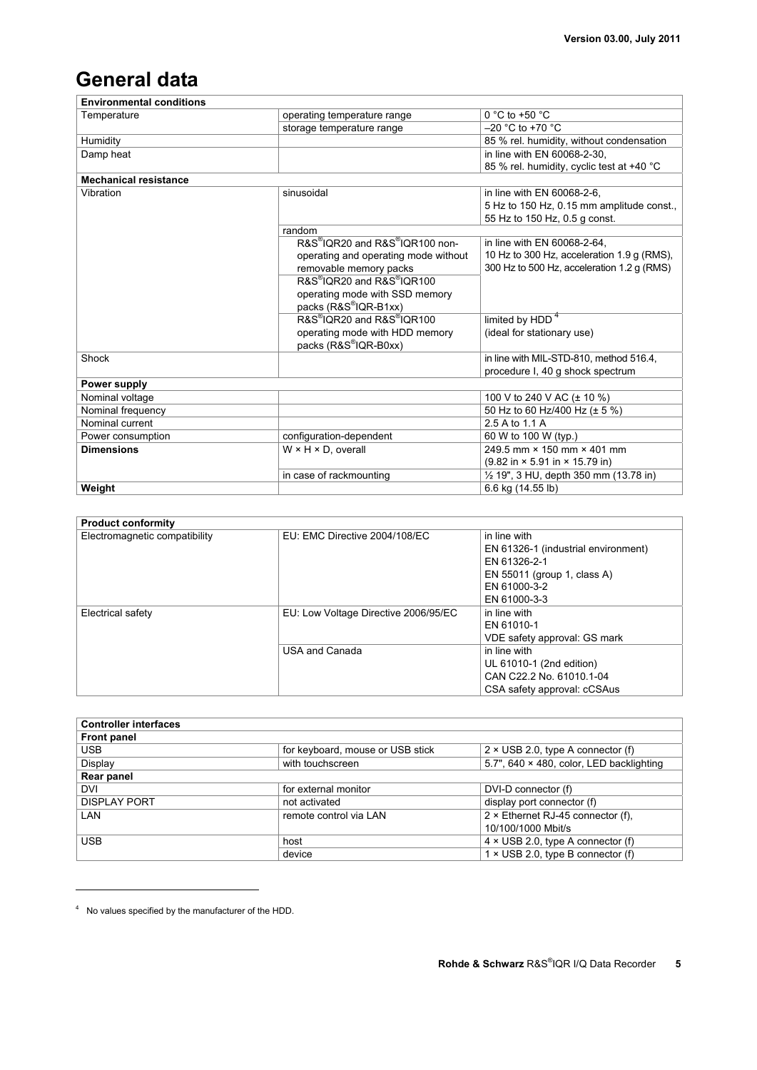# General data

| Environmental conditions | | |
|---|---|---|
| Temperature | operating temperature range | 0 °C to +50 °C |
| | storage temperature range | –20 °C to +70 °C |
| Humidity | | 85 % rel. humidity, without condensation |
| Damp heat | | in line with EN 60068-2-30, 85 % rel. humidity, cyclic test at +40 °C |
| **Mechanical resistance** | | |
| Vibration | sinusoidal | in line with EN 60068-2-6, 5 Hz to 150 Hz, 0.15 mm amplitude const., 55 Hz to 150 Hz, 0.5 g const. |
| | random | |
| | R&S®IQR20 and R&S®IQR100 non-operating and operating mode without removable memory packs | in line with EN 60068-2-64, 10 Hz to 300 Hz, acceleration 1.9 g (RMS), 300 Hz to 500 Hz, acceleration 1.2 g (RMS) |
| | R&S®IQR20 and R&S®IQR100 operating mode with SSD memory packs (R&S®IQR-B1xx) | |
| | R&S®IQR20 and R&S®IQR100 operating mode with HDD memory packs (R&S®IQR-B0xx) | limited by HDD [4] (ideal for stationary use) |
| Shock | | in line with MIL-STD-810, method 516.4, procedure I, 40 g shock spectrum |
| **Power supply** | | |
| Nominal voltage | | 100 V to 240 V AC (± 10 %) |
| Nominal frequency | | 50 Hz to 60 Hz/400 Hz (± 5 %) |
| Nominal current | | 2.5 A to 1.1 A |
| Power consumption | configuration-dependent | 60 W to 100 W (typ.) |
| **Dimensions** | W × H × D, overall | 249.5 mm × 150 mm × 401 mm (9.82 in × 5.91 in × 15.79 in) |
| | in case of rackmounting | ½ 19", 3 HU, depth 350 mm (13.78 in) |
| **Weight** | | 6.6 kg (14.55 lb) |

| Product conformity | | |
|---|---|---|
| Electromagnetic compatibility | EU: EMC Directive 2004/108/EC | in line with EN 61326-1 (industrial environment) EN 61326-2-1 EN 55011 (group 1, class A) EN 61000-3-2 EN 61000-3-3 |
| Electrical safety | EU: Low Voltage Directive 2006/95/EC | in line with EN 61010-1 VDE safety approval: GS mark |
| | USA and Canada | in line with UL 61010-1 (2nd edition) CAN C22.2 No. 61010.1-04 CSA safety approval: cCSAus |

| Controller interfaces | | |
|---|---|---|
| **Front panel** | | |
| USB | for keyboard, mouse or USB stick | 2 × USB 2.0, type A connector (f) |
| Display | with touchscreen | 5.7", 640 × 480, color, LED backlighting |
| **Rear panel** | | |
| DVI | for external monitor | DVI-D connector (f) |
| DISPLAY PORT | not activated | display port connector (f) |
| LAN | remote control via LAN | 2 × Ethernet RJ-45 connector (f), 10/100/1000 Mbit/s |
| USB | host | 4 × USB 2.0, type A connector (f) |
| | device | 1 × USB 2.0, type B connector (f) |

[4] No values specified by the manufacturer of the HDD.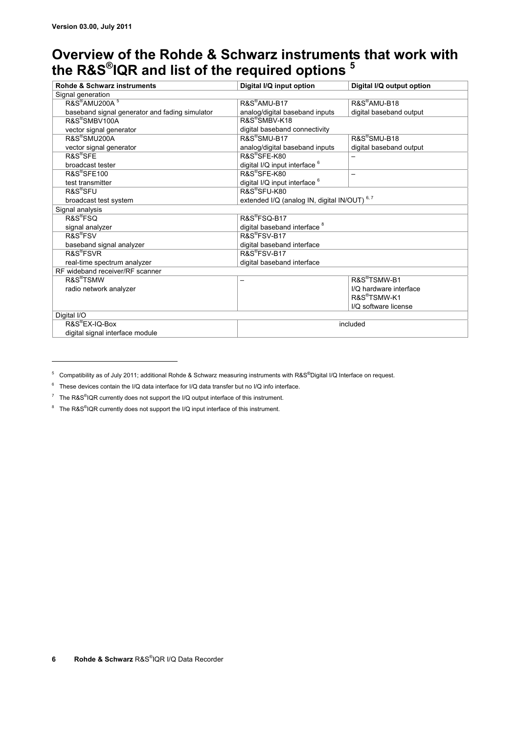Version 03.00, July 2011

# Overview of the Rohde & Schwarz instruments that work with the R&S®IQR and list of the required options [5]

| Rohde & Schwarz instruments | Digital I/Q input option | Digital I/Q output option |
|---|---|---|
| Signal generation | | |
| R&S®AMU200A [5] baseband signal generator and fading simulator | R&S®AMU-B17 analog/digital baseband inputs | R&S®AMU-B18 digital baseband output |
| R&S®SMBV100A vector signal generator | R&S®SMBV-K18 digital baseband connectivity | |
| R&S®SMU200A vector signal generator | R&S®SMU-B17 analog/digital baseband inputs | R&S®SMU-B18 digital baseband output |
| R&S®SFE broadcast tester | R&S®SFE-K80 digital I/Q input interface [6] | – |
| R&S®SFE100 test transmitter | R&S®SFE-K80 digital I/Q input interface [6] | – |
| R&S®SFU broadcast test system | R&S®SFU-K80 extended I/Q (analog IN, digital IN/OUT) [6, 7] | |
| Signal analysis | | |
| R&S®FSQ signal analyzer | R&S®FSQ-B17 digital baseband interface [8] | |
| R&S®FSV baseband signal analyzer | R&S®FSV-B17 digital baseband interface | |
| R&S®FSVR real-time spectrum analyzer | R&S®FSV-B17 digital baseband interface | |
| RF wideband receiver/RF scanner | | |
| R&S®TSMW radio network analyzer | – | R&S®TSMW-B1 I/Q hardware interface R&S®TSMW-K1 I/Q software license |
| Digital I/O | | |
| R&S®EX-IQ-Box digital signal interface module | included | |

[5] Compatibility as of July 2011; additional Rohde & Schwarz measuring instruments with R&S®Digital I/Q Interface on request.

[6] These devices contain the I/Q data interface for I/Q data transfer but no I/Q info interface.

[7] The R&S®IQR currently does not support the I/Q output interface of this instrument.

[8] The R&S®IQR currently does not support the I/Q input interface of this instrument.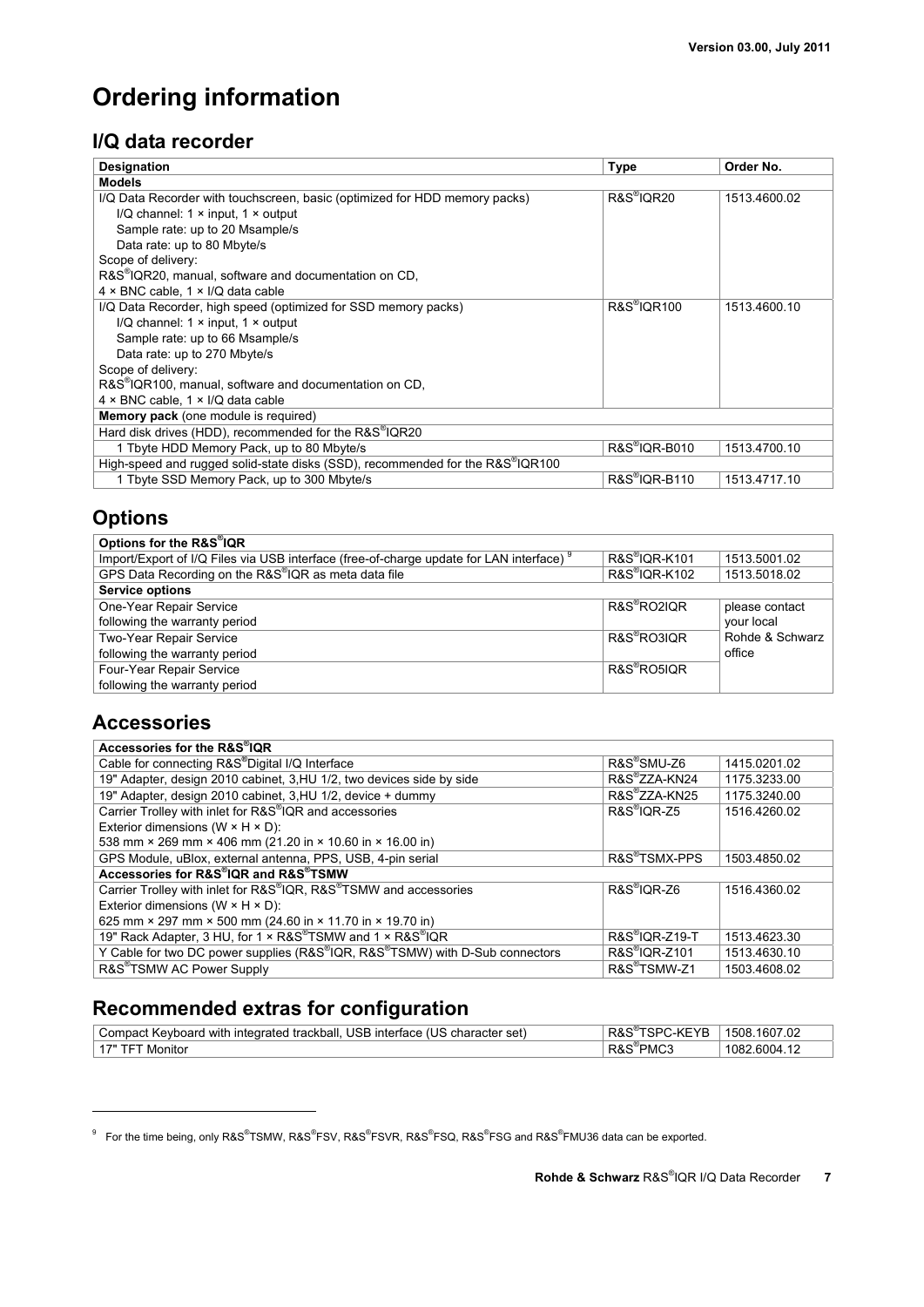# Ordering information

## I/Q data recorder

| Designation | Type | Order No. |
|---|---|---|
| **Models** | | |
| I/Q Data Recorder with touchscreen, basic (optimized for HDD memory packs)<br>I/Q channel: 1 × input, 1 × output<br>Sample rate: up to 20 Msample/s<br>Data rate: up to 80 Mbyte/s<br>Scope of delivery:<br>R&S®IQR20, manual, software and documentation on CD,<br>4 × BNC cable, 1 × I/Q data cable | R&S®IQR20 | 1513.4600.02 |
| I/Q Data Recorder, high speed (optimized for SSD memory packs)<br>I/Q channel: 1 × input, 1 × output<br>Sample rate: up to 66 Msample/s<br>Data rate: up to 270 Mbyte/s<br>Scope of delivery:<br>R&S®IQR100, manual, software and documentation on CD,<br>4 × BNC cable, 1 × I/Q data cable | R&S®IQR100 | 1513.4600.10 |
| **Memory pack** (one module is required) | | |
| Hard disk drives (HDD), recommended for the R&S®IQR20 | | |
| 1 Tbyte HDD Memory Pack, up to 80 Mbyte/s | R&S®IQR-B010 | 1513.4700.10 |
| High-speed and rugged solid-state disks (SSD), recommended for the R&S®IQR100 | | |
| 1 Tbyte SSD Memory Pack, up to 300 Mbyte/s | R&S®IQR-B110 | 1513.4717.10 |

## Options

| Options for the R&S®IQR | | |
|---|---|---|
| Import/Export of I/Q Files via USB interface (free-of-charge update for LAN interface) [9] | R&S®IQR-K101 | 1513.5001.02 |
| GPS Data Recording on the R&S®IQR as meta data file | R&S®IQR-K102 | 1513.5018.02 |
| **Service options** | | |
| One-Year Repair Service following the warranty period | R&S®RO2IQR | please contact your local Rohde & Schwarz office |
| Two-Year Repair Service following the warranty period | R&S®RO3IQR | |
| Four-Year Repair Service following the warranty period | R&S®RO5IQR | |

## Accessories

| Accessories for the R&S®IQR | | |
|---|---|---|
| Cable for connecting R&S®Digital I/Q Interface | R&S®SMU-Z6 | 1415.0201.02 |
| 19" Adapter, design 2010 cabinet, 3,HU 1/2, two devices side by side | R&S®ZZA-KN24 | 1175.3233.00 |
| 19" Adapter, design 2010 cabinet, 3,HU 1/2, device + dummy | R&S®ZZA-KN25 | 1175.3240.00 |
| Carrier Trolley with inlet for R&S®IQR and accessories<br>Exterior dimensions (W × H × D):<br>538 mm × 269 mm × 406 mm (21.20 in × 10.60 in × 16.00 in) | R&S®IQR-Z5 | 1516.4260.02 |
| GPS Module, uBlox, external antenna, PPS, USB, 4-pin serial | R&S®TSMX-PPS | 1503.4850.02 |
| **Accessories for R&S®IQR and R&S®TSMW** | | |
| Carrier Trolley with inlet for R&S®IQR, R&S®TSMW and accessories<br>Exterior dimensions (W × H × D):<br>625 mm × 297 mm × 500 mm (24.60 in × 11.70 in × 19.70 in) | R&S®IQR-Z6 | 1516.4360.02 |
| 19" Rack Adapter, 3 HU, for 1 × R&S®TSMW and 1 × R&S®IQR | R&S®IQR-Z19-T | 1513.4623.30 |
| Y Cable for two DC power supplies (R&S®IQR, R&S®TSMW) with D-Sub connectors | R&S®IQR-Z101 | 1513.4630.10 |
| R&S®TSMW AC Power Supply | R&S®TSMW-Z1 | 1503.4608.02 |

## Recommended extras for configuration

| | | |
|---|---|---|
| Compact Keyboard with integrated trackball, USB interface (US character set) | R&S®TSPC-KEYB | 1508.1607.02 |
| 17" TFT Monitor | R&S®PMC3 | 1082.6004.12 |

[9] For the time being, only R&S®TSMW, R&S®FSV, R&S®FSVR, R&S®FSQ, R&S®FSG and R&S®FMU36 data can be exported.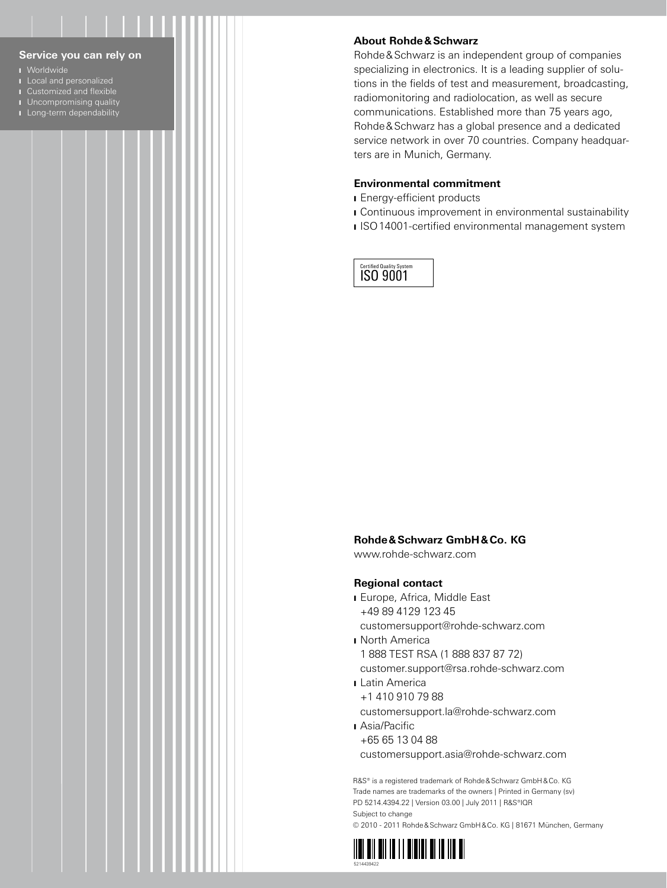### Service you can rely on

- Worldwide
- Local and personalized
- Customized and flexible
- Uncompromising quality
- Long-term dependability

### About Rohde&Schwarz

Rohde&Schwarz is an independent group of companies specializing in electronics. It is a leading supplier of solutions in the fields of test and measurement, broadcasting, radiomonitoring and radiolocation, as well as secure communications. Established more than 75 years ago, Rohde&Schwarz has a global presence and a dedicated service network in over 70 countries. Company headquarters are in Munich, Germany.

### Environmental commitment

- Energy-efficient products
- Continuous improvement in environmental sustainability
- ISO 14001-certified environmental management system

Certified Quality System
ISO 9001

### Rohde&Schwarz GmbH&Co. KG

www.rohde-schwarz.com

### Regional contact

- Europe, Africa, Middle East
  +49 89 4129 123 45
  customersupport@rohde-schwarz.com
- North America
  1 888 TEST RSA (1 888 837 87 72)
  customer.support@rsa.rohde-schwarz.com
- Latin America
  +1 410 910 79 88
  customersupport.la@rohde-schwarz.com
- Asia/Pacific
  +65 65 13 04 88
  customersupport.asia@rohde-schwarz.com

R&S® is a registered trademark of Rohde&Schwarz GmbH&Co. KG
Trade names are trademarks of the owners | Printed in Germany (sv)
PD 5214.4394.22 | Version 03.00 | July 2011 | R&S®IQR
Subject to change
© 2010 - 2011 Rohde&Schwarz GmbH&Co. KG | 81671 München, Germany

5214439422